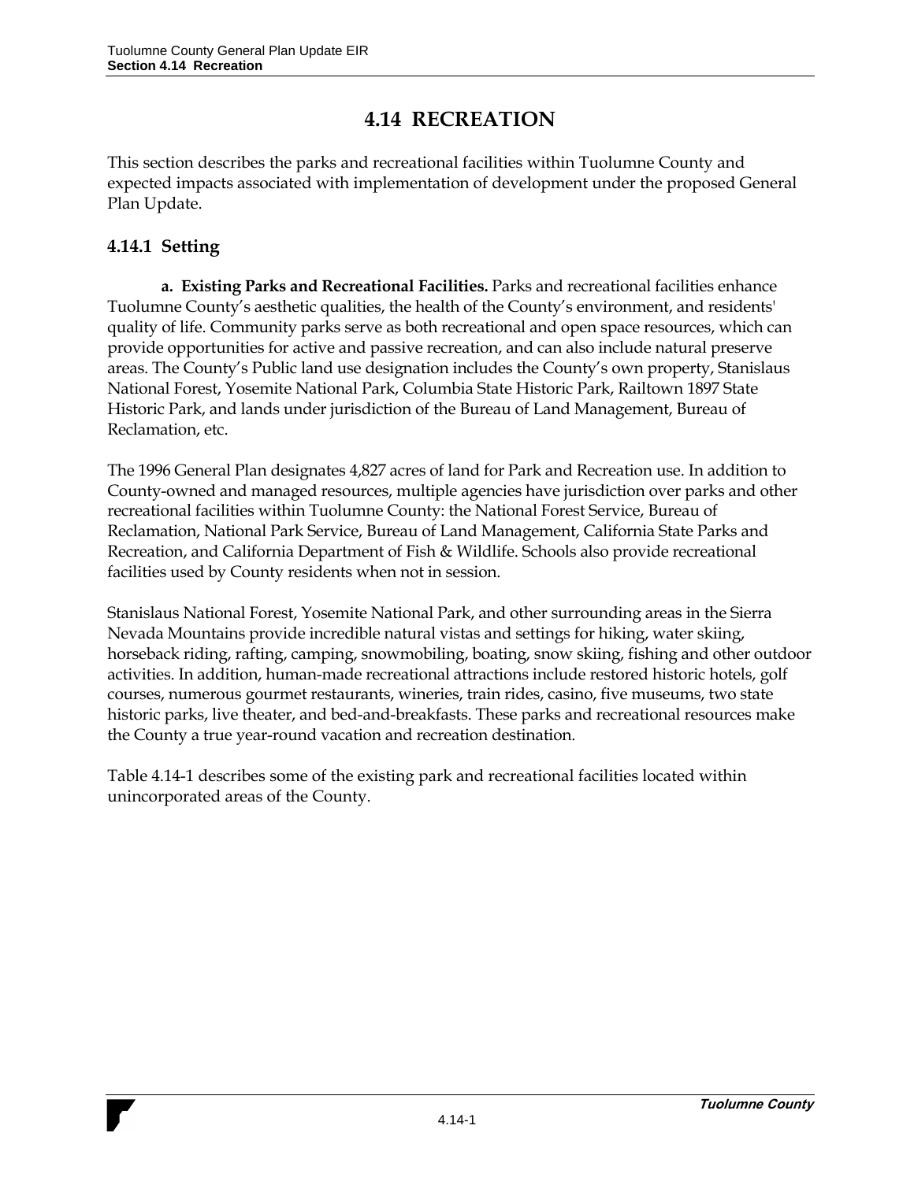# 4.14 RECREATION

This section describes the parks and recreational facilities within Tuolumne County and expected impacts associated with implementation of development under the proposed General Plan Update.

## 4.14.1 Setting

**a. Existing Parks and Recreational Facilities.** Parks and recreational facilities enhance Tuolumne County's aesthetic qualities, the health of the County's environment, and residents' quality of life. Community parks serve as both recreational and open space resources, which can provide opportunities for active and passive recreation, and can also include natural preserve areas. The County's Public land use designation includes the County's own property, Stanislaus National Forest, Yosemite National Park, Columbia State Historic Park, Railtown 1897 State Historic Park, and lands under jurisdiction of the Bureau of Land Management, Bureau of Reclamation, etc.

The 1996 General Plan designates 4,827 acres of land for Park and Recreation use. In addition to County-owned and managed resources, multiple agencies have jurisdiction over parks and other recreational facilities within Tuolumne County: the National Forest Service, Bureau of Reclamation, National Park Service, Bureau of Land Management, California State Parks and Recreation, and California Department of Fish & Wildlife. Schools also provide recreational facilities used by County residents when not in session.

Stanislaus National Forest, Yosemite National Park, and other surrounding areas in the Sierra Nevada Mountains provide incredible natural vistas and settings for hiking, water skiing, horseback riding, rafting, camping, snowmobiling, boating, snow skiing, fishing and other outdoor activities. In addition, human-made recreational attractions include restored historic hotels, golf courses, numerous gourmet restaurants, wineries, train rides, casino, five museums, two state historic parks, live theater, and bed-and-breakfasts. These parks and recreational resources make the County a true year-round vacation and recreation destination.

Table 4.14-1 describes some of the existing park and recreational facilities located within unincorporated areas of the County.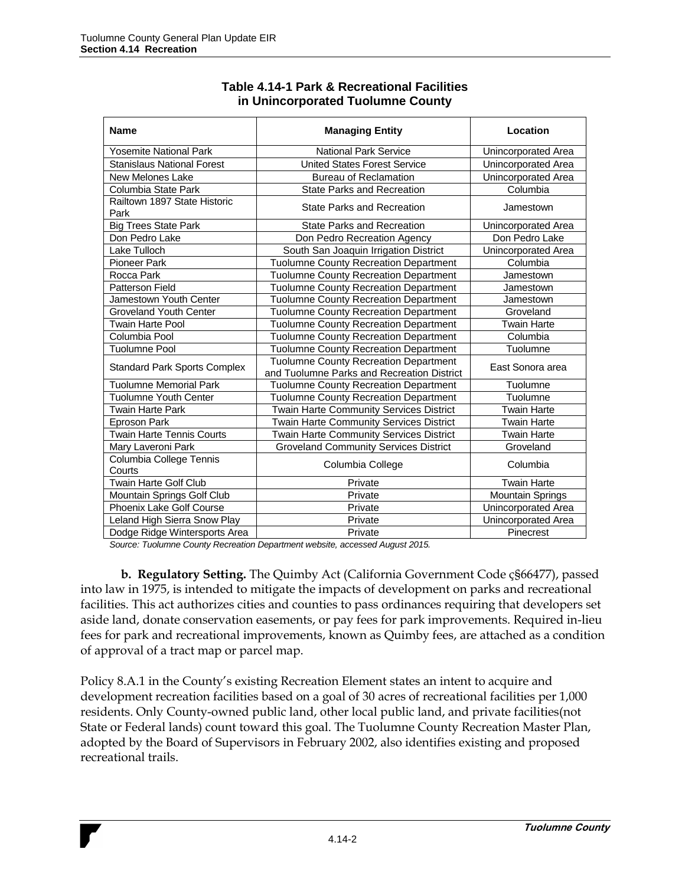**Table 4.14-1 Park & Recreational Facilities in Unincorporated Tuolumne County**

| Name | Managing Entity | Location |
|---|---|---|
| Yosemite National Park | National Park Service | Unincorporated Area |
| Stanislaus National Forest | United States Forest Service | Unincorporated Area |
| New Melones Lake | Bureau of Reclamation | Unincorporated Area |
| Columbia State Park | State Parks and Recreation | Columbia |
| Railtown 1897 State Historic Park | State Parks and Recreation | Jamestown |
| Big Trees State Park | State Parks and Recreation | Unincorporated Area |
| Don Pedro Lake | Don Pedro Recreation Agency | Don Pedro Lake |
| Lake Tulloch | South San Joaquin Irrigation District | Unincorporated Area |
| Pioneer Park | Tuolumne County Recreation Department | Columbia |
| Rocca Park | Tuolumne County Recreation Department | Jamestown |
| Patterson Field | Tuolumne County Recreation Department | Jamestown |
| Jamestown Youth Center | Tuolumne County Recreation Department | Jamestown |
| Groveland Youth Center | Tuolumne County Recreation Department | Groveland |
| Twain Harte Pool | Tuolumne County Recreation Department | Twain Harte |
| Columbia Pool | Tuolumne County Recreation Department | Columbia |
| Tuolumne Pool | Tuolumne County Recreation Department | Tuolumne |
| Standard Park Sports Complex | Tuolumne County Recreation Department and Tuolumne Parks and Recreation District | East Sonora area |
| Tuolumne Memorial Park | Tuolumne County Recreation Department | Tuolumne |
| Tuolumne Youth Center | Tuolumne County Recreation Department | Tuolumne |
| Twain Harte Park | Twain Harte Community Services District | Twain Harte |
| Eproson Park | Twain Harte Community Services District | Twain Harte |
| Twain Harte Tennis Courts | Twain Harte Community Services District | Twain Harte |
| Mary Laveroni Park | Groveland Community Services District | Groveland |
| Columbia College Tennis Courts | Columbia College | Columbia |
| Twain Harte Golf Club | Private | Twain Harte |
| Mountain Springs Golf Club | Private | Mountain Springs |
| Phoenix Lake Golf Course | Private | Unincorporated Area |
| Leland High Sierra Snow Play | Private | Unincorporated Area |
| Dodge Ridge Wintersports Area | Private | Pinecrest |

*Source: Tuolumne County Recreation Department website, accessed August 2015.*

**b. Regulatory Setting.** The Quimby Act (California Government Code ç§66477), passed into law in 1975, is intended to mitigate the impacts of development on parks and recreational facilities. This act authorizes cities and counties to pass ordinances requiring that developers set aside land, donate conservation easements, or pay fees for park improvements. Required in-lieu fees for park and recreational improvements, known as Quimby fees, are attached as a condition of approval of a tract map or parcel map.

Policy 8.A.1 in the County's existing Recreation Element states an intent to acquire and development recreation facilities based on a goal of 30 acres of recreational facilities per 1,000 residents. Only County-owned public land, other local public land, and private facilities(not State or Federal lands) count toward this goal. The Tuolumne County Recreation Master Plan, adopted by the Board of Supervisors in February 2002, also identifies existing and proposed recreational trails.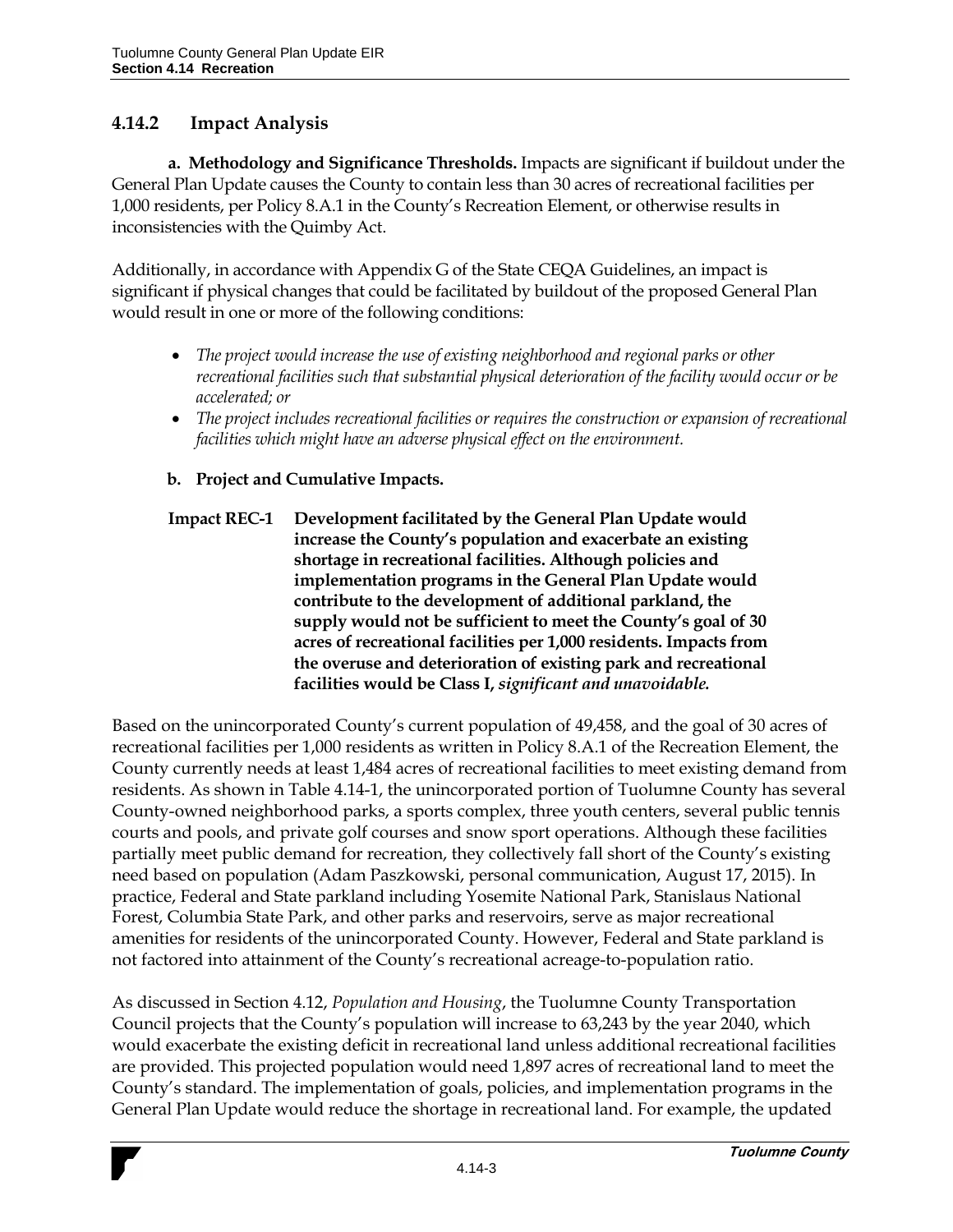### 4.14.2 Impact Analysis

**a. Methodology and Significance Thresholds.** Impacts are significant if buildout under the General Plan Update causes the County to contain less than 30 acres of recreational facilities per 1,000 residents, per Policy 8.A.1 in the County's Recreation Element, or otherwise results in inconsistencies with the Quimby Act.

Additionally, in accordance with Appendix G of the State CEQA Guidelines, an impact is significant if physical changes that could be facilitated by buildout of the proposed General Plan would result in one or more of the following conditions:

- *The project would increase the use of existing neighborhood and regional parks or other recreational facilities such that substantial physical deterioration of the facility would occur or be accelerated; or*
- *The project includes recreational facilities or requires the construction or expansion of recreational facilities which might have an adverse physical effect on the environment.*

**b. Project and Cumulative Impacts.**

**Impact REC-1 Development facilitated by the General Plan Update would increase the County's population and exacerbate an existing shortage in recreational facilities. Although policies and implementation programs in the General Plan Update would contribute to the development of additional parkland, the supply would not be sufficient to meet the County's goal of 30 acres of recreational facilities per 1,000 residents. Impacts from the overuse and deterioration of existing park and recreational facilities would be Class I, *significant and unavoidable.***

Based on the unincorporated County's current population of 49,458, and the goal of 30 acres of recreational facilities per 1,000 residents as written in Policy 8.A.1 of the Recreation Element, the County currently needs at least 1,484 acres of recreational facilities to meet existing demand from residents. As shown in Table 4.14-1, the unincorporated portion of Tuolumne County has several County-owned neighborhood parks, a sports complex, three youth centers, several public tennis courts and pools, and private golf courses and snow sport operations. Although these facilities partially meet public demand for recreation, they collectively fall short of the County's existing need based on population (Adam Paszkowski, personal communication, August 17, 2015). In practice, Federal and State parkland including Yosemite National Park, Stanislaus National Forest, Columbia State Park, and other parks and reservoirs, serve as major recreational amenities for residents of the unincorporated County. However, Federal and State parkland is not factored into attainment of the County's recreational acreage-to-population ratio.

As discussed in Section 4.12, *Population and Housing*, the Tuolumne County Transportation Council projects that the County's population will increase to 63,243 by the year 2040, which would exacerbate the existing deficit in recreational land unless additional recreational facilities are provided. This projected population would need 1,897 acres of recreational land to meet the County's standard. The implementation of goals, policies, and implementation programs in the General Plan Update would reduce the shortage in recreational land. For example, the updated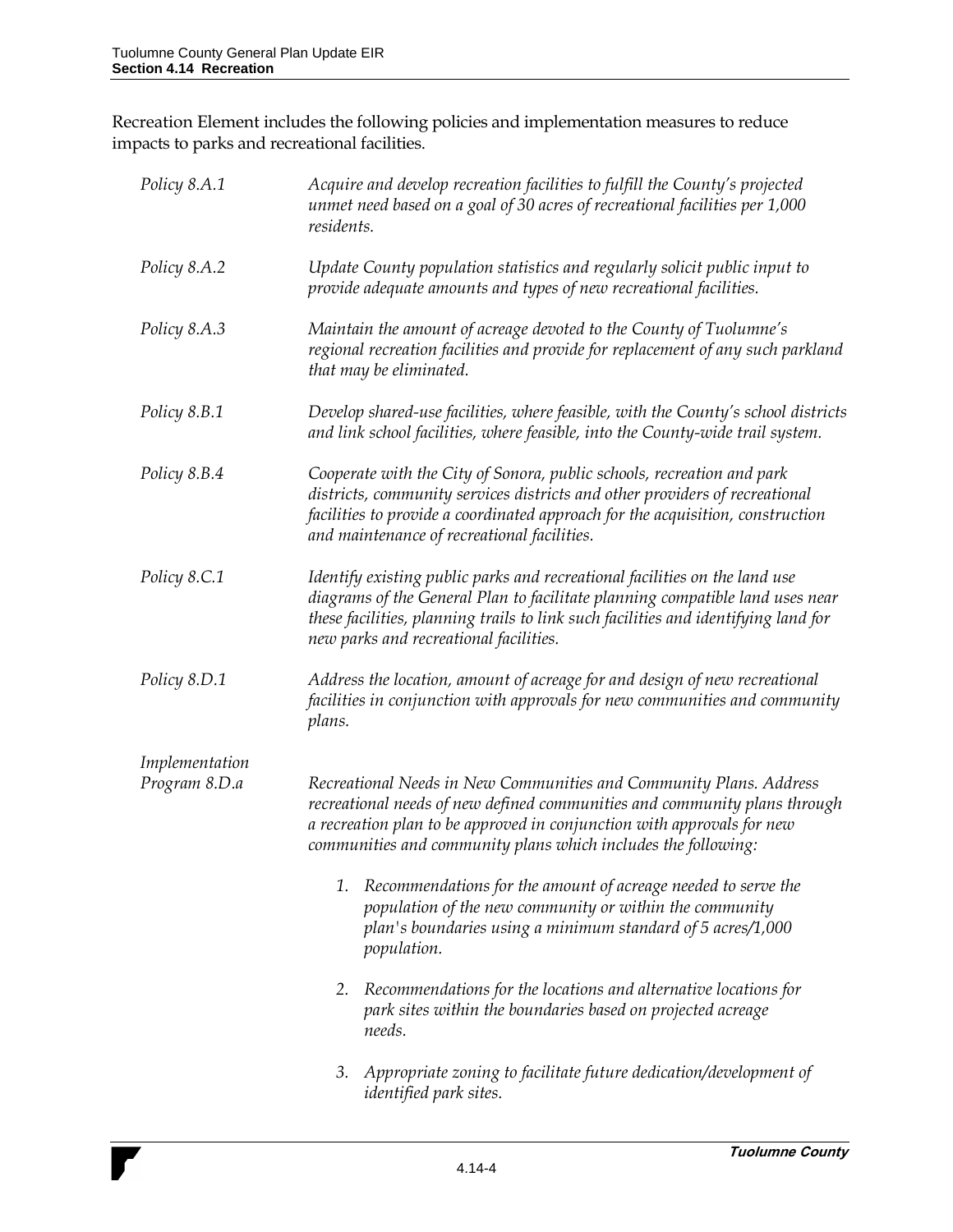Recreation Element includes the following policies and implementation measures to reduce impacts to parks and recreational facilities.

**Policy 8.A.1** *Acquire and develop recreation facilities to fulfill the County's projected unmet need based on a goal of 30 acres of recreational facilities per 1,000 residents.*

**Policy 8.A.2** *Update County population statistics and regularly solicit public input to provide adequate amounts and types of new recreational facilities.*

**Policy 8.A.3** *Maintain the amount of acreage devoted to the County of Tuolumne's regional recreation facilities and provide for replacement of any such parkland that may be eliminated.*

**Policy 8.B.1** *Develop shared-use facilities, where feasible, with the County's school districts and link school facilities, where feasible, into the County-wide trail system.*

**Policy 8.B.4** *Cooperate with the City of Sonora, public schools, recreation and park districts, community services districts and other providers of recreational facilities to provide a coordinated approach for the acquisition, construction and maintenance of recreational facilities.*

**Policy 8.C.1** *Identify existing public parks and recreational facilities on the land use diagrams of the General Plan to facilitate planning compatible land uses near these facilities, planning trails to link such facilities and identifying land for new parks and recreational facilities.*

**Policy 8.D.1** *Address the location, amount of acreage for and design of new recreational facilities in conjunction with approvals for new communities and community plans.*

**Implementation Program 8.D.a** *Recreational Needs in New Communities and Community Plans. Address recreational needs of new defined communities and community plans through a recreation plan to be approved in conjunction with approvals for new communities and community plans which includes the following:*

1. *Recommendations for the amount of acreage needed to serve the population of the new community or within the community plan's boundaries using a minimum standard of 5 acres/1,000 population.*
2. *Recommendations for the locations and alternative locations for park sites within the boundaries based on projected acreage needs.*
3. *Appropriate zoning to facilitate future dedication/development of identified park sites.*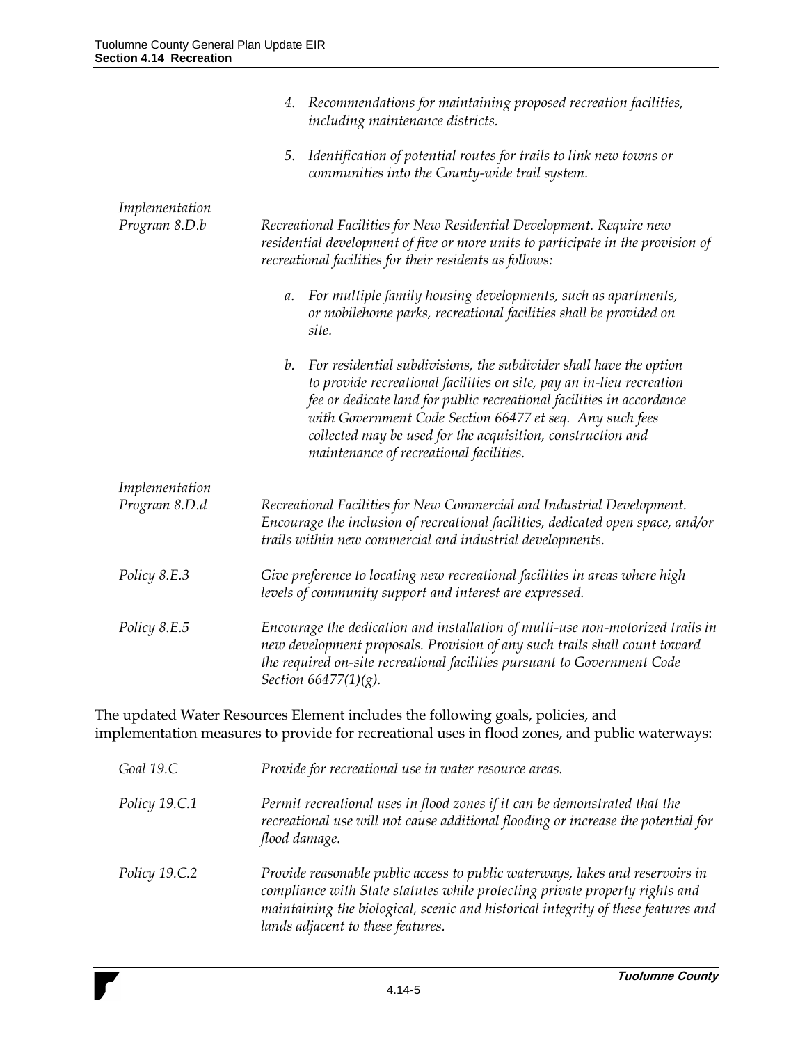4. *Recommendations for maintaining proposed recreation facilities, including maintenance districts.*

5. *Identification of potential routes for trails to link new towns or communities into the County-wide trail system.*

*Implementation Program 8.D.b* — *Recreational Facilities for New Residential Development. Require new residential development of five or more units to participate in the provision of recreational facilities for their residents as follows:*

a. *For multiple family housing developments, such as apartments, or mobilehome parks, recreational facilities shall be provided on site.*

b. *For residential subdivisions, the subdivider shall have the option to provide recreational facilities on site, pay an in-lieu recreation fee or dedicate land for public recreational facilities in accordance with Government Code Section 66477 et seq. Any such fees collected may be used for the acquisition, construction and maintenance of recreational facilities.*

*Implementation Program 8.D.d* — *Recreational Facilities for New Commercial and Industrial Development. Encourage the inclusion of recreational facilities, dedicated open space, and/or trails within new commercial and industrial developments.*

*Policy 8.E.3* — *Give preference to locating new recreational facilities in areas where high levels of community support and interest are expressed.*

*Policy 8.E.5* — *Encourage the dedication and installation of multi-use non-motorized trails in new development proposals. Provision of any such trails shall count toward the required on-site recreational facilities pursuant to Government Code Section 66477(1)(g).*

The updated Water Resources Element includes the following goals, policies, and implementation measures to provide for recreational uses in flood zones, and public waterways:

*Goal 19.C* — *Provide for recreational use in water resource areas.*

*Policy 19.C.1* — *Permit recreational uses in flood zones if it can be demonstrated that the recreational use will not cause additional flooding or increase the potential for flood damage.*

*Policy 19.C.2* — *Provide reasonable public access to public waterways, lakes and reservoirs in compliance with State statutes while protecting private property rights and maintaining the biological, scenic and historical integrity of these features and lands adjacent to these features.*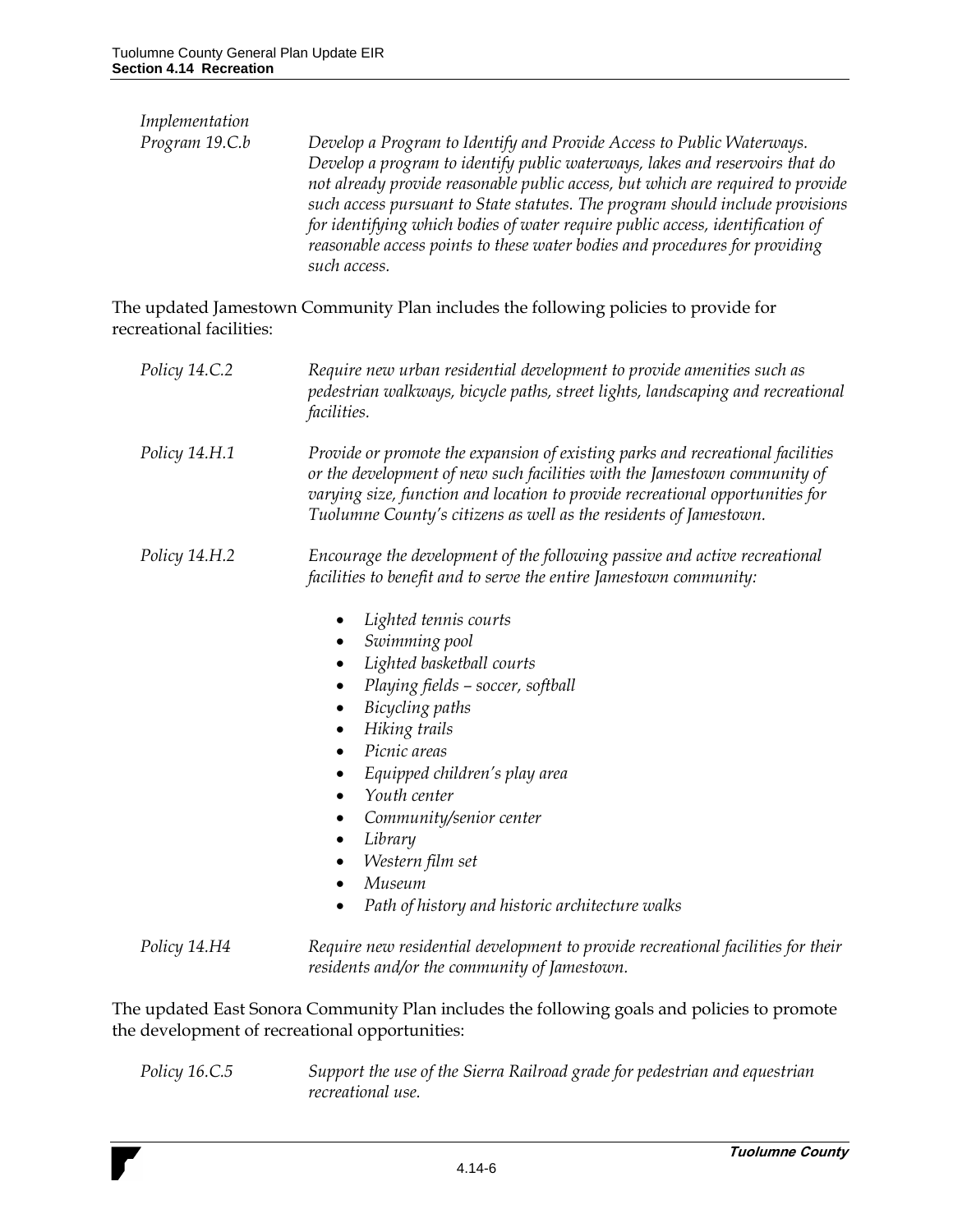| | |
|---|---|
| *Implementation Program 19.C.b* | *Develop a Program to Identify and Provide Access to Public Waterways. Develop a program to identify public waterways, lakes and reservoirs that do not already provide reasonable public access, but which are required to provide such access pursuant to State statutes. The program should include provisions for identifying which bodies of water require public access, identification of reasonable access points to these water bodies and procedures for providing such access.* |

The updated Jamestown Community Plan includes the following policies to provide for recreational facilities:

*Policy 14.C.2* — *Require new urban residential development to provide amenities such as pedestrian walkways, bicycle paths, street lights, landscaping and recreational facilities.*

*Policy 14.H.1* — *Provide or promote the expansion of existing parks and recreational facilities or the development of new such facilities with the Jamestown community of varying size, function and location to provide recreational opportunities for Tuolumne County's citizens as well as the residents of Jamestown.*

*Policy 14.H.2* — *Encourage the development of the following passive and active recreational facilities to benefit and to serve the entire Jamestown community:*

- *Lighted tennis courts*
- *Swimming pool*
- *Lighted basketball courts*
- *Playing fields – soccer, softball*
- *Bicycling paths*
- *Hiking trails*
- *Picnic areas*
- *Equipped children's play area*
- *Youth center*
- *Community/senior center*
- *Library*
- *Western film set*
- *Museum*
- *Path of history and historic architecture walks*

*Policy 14.H4* — *Require new residential development to provide recreational facilities for their residents and/or the community of Jamestown.*

The updated East Sonora Community Plan includes the following goals and policies to promote the development of recreational opportunities:

*Policy 16.C.5* — *Support the use of the Sierra Railroad grade for pedestrian and equestrian recreational use.*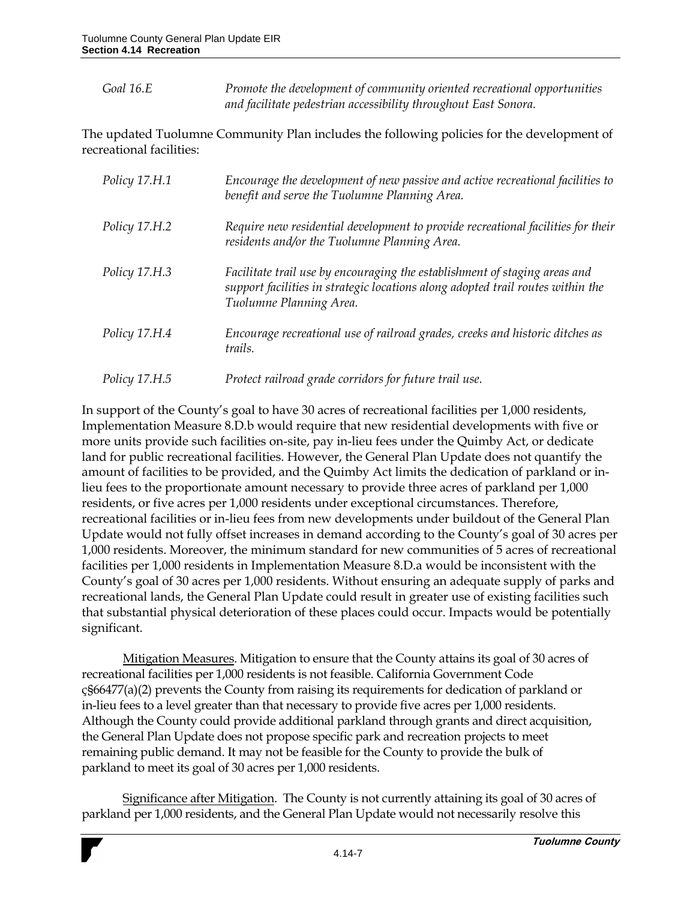*Goal 16.E* *Promote the development of community oriented recreational opportunities and facilitate pedestrian accessibility throughout East Sonora.*

The updated Tuolumne Community Plan includes the following policies for the development of recreational facilities:

*Policy 17.H.1* *Encourage the development of new passive and active recreational facilities to benefit and serve the Tuolumne Planning Area.*

*Policy 17.H.2* *Require new residential development to provide recreational facilities for their residents and/or the Tuolumne Planning Area.*

*Policy 17.H.3* *Facilitate trail use by encouraging the establishment of staging areas and support facilities in strategic locations along adopted trail routes within the Tuolumne Planning Area.*

*Policy 17.H.4* *Encourage recreational use of railroad grades, creeks and historic ditches as trails.*

*Policy 17.H.5* *Protect railroad grade corridors for future trail use.*

In support of the County's goal to have 30 acres of recreational facilities per 1,000 residents, Implementation Measure 8.D.b would require that new residential developments with five or more units provide such facilities on-site, pay in-lieu fees under the Quimby Act, or dedicate land for public recreational facilities. However, the General Plan Update does not quantify the amount of facilities to be provided, and the Quimby Act limits the dedication of parkland or in-lieu fees to the proportionate amount necessary to provide three acres of parkland per 1,000 residents, or five acres per 1,000 residents under exceptional circumstances. Therefore, recreational facilities or in-lieu fees from new developments under buildout of the General Plan Update would not fully offset increases in demand according to the County's goal of 30 acres per 1,000 residents. Moreover, the minimum standard for new communities of 5 acres of recreational facilities per 1,000 residents in Implementation Measure 8.D.a would be inconsistent with the County's goal of 30 acres per 1,000 residents. Without ensuring an adequate supply of parks and recreational lands, the General Plan Update could result in greater use of existing facilities such that substantial physical deterioration of these places could occur. Impacts would be potentially significant.

Mitigation Measures. Mitigation to ensure that the County attains its goal of 30 acres of recreational facilities per 1,000 residents is not feasible. California Government Code ç§66477(a)(2) prevents the County from raising its requirements for dedication of parkland or in-lieu fees to a level greater than that necessary to provide five acres per 1,000 residents. Although the County could provide additional parkland through grants and direct acquisition, the General Plan Update does not propose specific park and recreation projects to meet remaining public demand. It may not be feasible for the County to provide the bulk of parkland to meet its goal of 30 acres per 1,000 residents.

Significance after Mitigation. The County is not currently attaining its goal of 30 acres of parkland per 1,000 residents, and the General Plan Update would not necessarily resolve this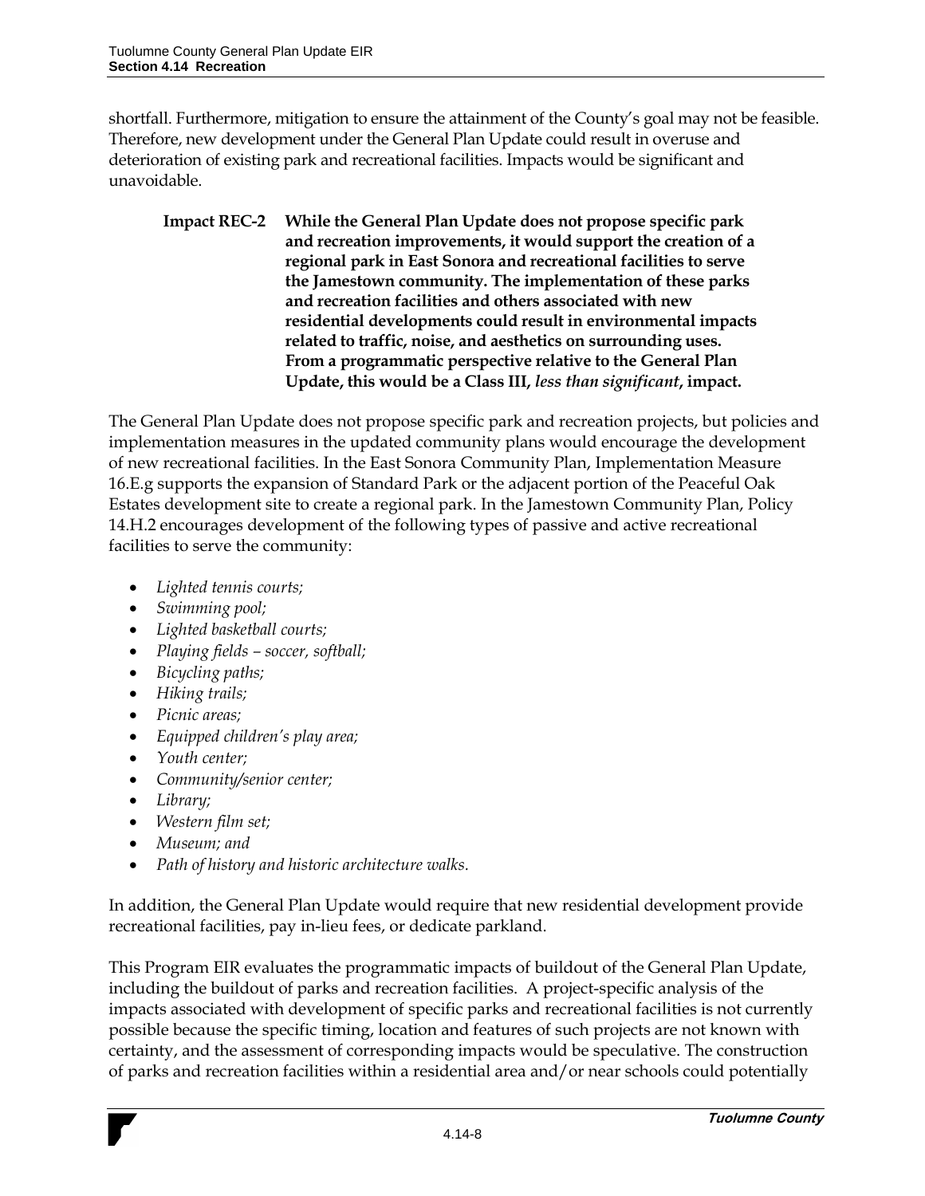shortfall. Furthermore, mitigation to ensure the attainment of the County's goal may not be feasible. Therefore, new development under the General Plan Update could result in overuse and deterioration of existing park and recreational facilities. Impacts would be significant and unavoidable.

**Impact REC-2 While the General Plan Update does not propose specific park and recreation improvements, it would support the creation of a regional park in East Sonora and recreational facilities to serve the Jamestown community. The implementation of these parks and recreation facilities and others associated with new residential developments could result in environmental impacts related to traffic, noise, and aesthetics on surrounding uses. From a programmatic perspective relative to the General Plan Update, this would be a Class III, *less than significant*, impact.**

The General Plan Update does not propose specific park and recreation projects, but policies and implementation measures in the updated community plans would encourage the development of new recreational facilities. In the East Sonora Community Plan, Implementation Measure 16.E.g supports the expansion of Standard Park or the adjacent portion of the Peaceful Oak Estates development site to create a regional park. In the Jamestown Community Plan, Policy 14.H.2 encourages development of the following types of passive and active recreational facilities to serve the community:

- *Lighted tennis courts;*
- *Swimming pool;*
- *Lighted basketball courts;*
- *Playing fields – soccer, softball;*
- *Bicycling paths;*
- *Hiking trails;*
- *Picnic areas;*
- *Equipped children's play area;*
- *Youth center;*
- *Community/senior center;*
- *Library;*
- *Western film set;*
- *Museum; and*
- *Path of history and historic architecture walks.*

In addition, the General Plan Update would require that new residential development provide recreational facilities, pay in-lieu fees, or dedicate parkland.

This Program EIR evaluates the programmatic impacts of buildout of the General Plan Update, including the buildout of parks and recreation facilities. A project-specific analysis of the impacts associated with development of specific parks and recreational facilities is not currently possible because the specific timing, location and features of such projects are not known with certainty, and the assessment of corresponding impacts would be speculative. The construction of parks and recreation facilities within a residential area and/or near schools could potentially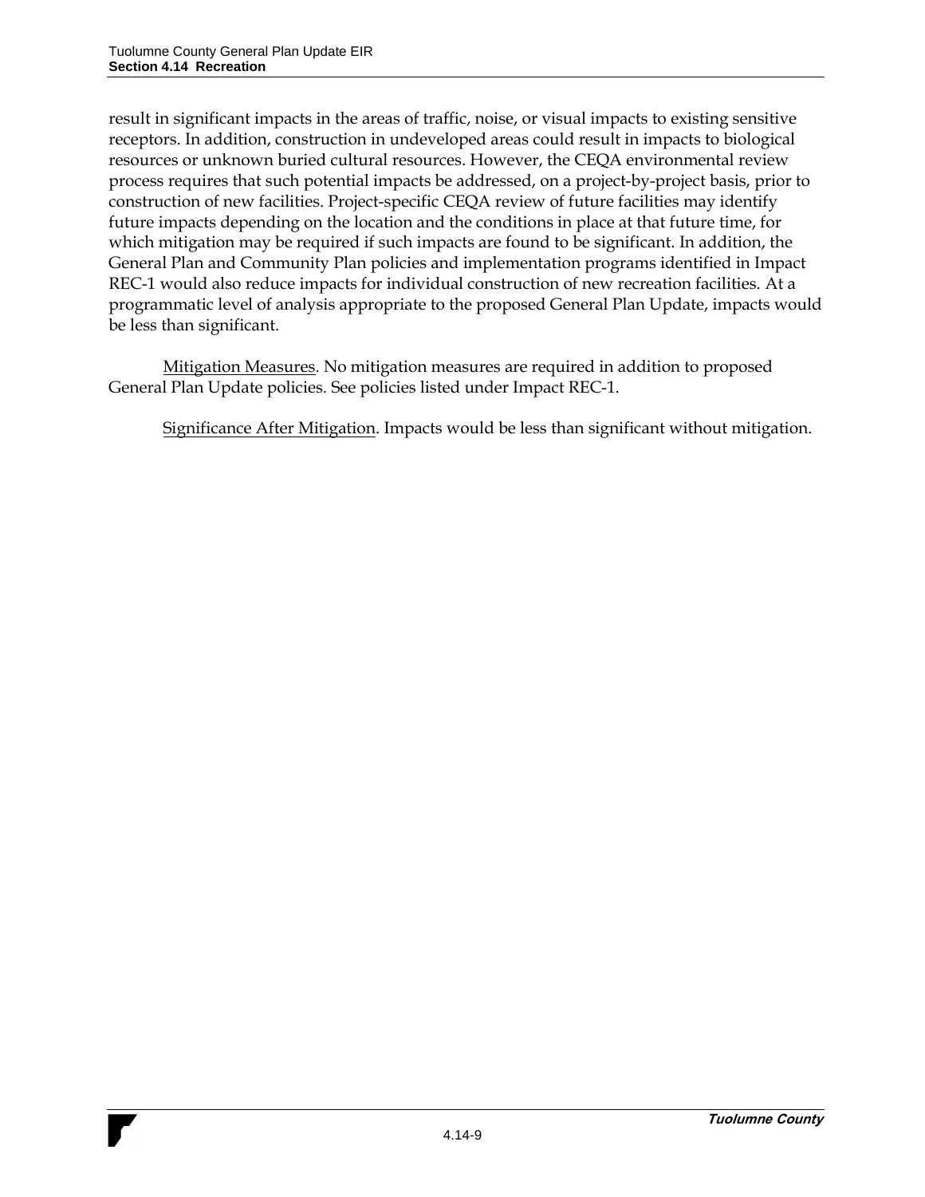result in significant impacts in the areas of traffic, noise, or visual impacts to existing sensitive receptors. In addition, construction in undeveloped areas could result in impacts to biological resources or unknown buried cultural resources. However, the CEQA environmental review process requires that such potential impacts be addressed, on a project-by-project basis, prior to construction of new facilities. Project-specific CEQA review of future facilities may identify future impacts depending on the location and the conditions in place at that future time, for which mitigation may be required if such impacts are found to be significant. In addition, the General Plan and Community Plan policies and implementation programs identified in Impact REC-1 would also reduce impacts for individual construction of new recreation facilities. At a programmatic level of analysis appropriate to the proposed General Plan Update, impacts would be less than significant.

Mitigation Measures. No mitigation measures are required in addition to proposed General Plan Update policies. See policies listed under Impact REC-1.

Significance After Mitigation. Impacts would be less than significant without mitigation.